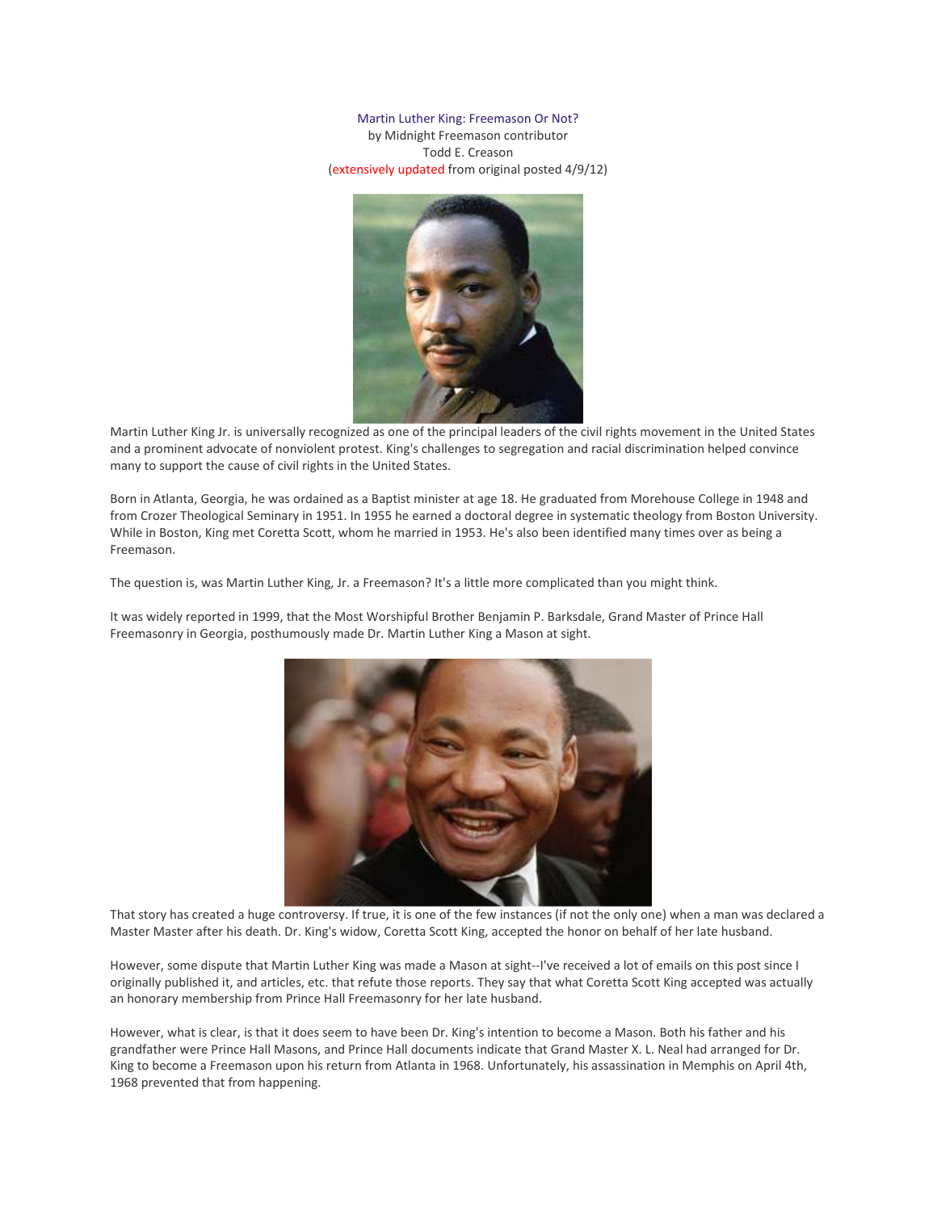# Martin Luther King: Freemason Or Not?

by Midnight Freemason contributor
Todd E. Creason
(extensively updated from original posted 4/9/12)

Martin Luther King Jr. is universally recognized as one of the principal leaders of the civil rights movement in the United States and a prominent advocate of nonviolent protest. King's challenges to segregation and racial discrimination helped convince many to support the cause of civil rights in the United States.

Born in Atlanta, Georgia, he was ordained as a Baptist minister at age 18. He graduated from Morehouse College in 1948 and from Crozer Theological Seminary in 1951. In 1955 he earned a doctoral degree in systematic theology from Boston University. While in Boston, King met Coretta Scott, whom he married in 1953. He's also been identified many times over as being a Freemason.

The question is, was Martin Luther King, Jr. a Freemason? It's a little more complicated than you might think.

It was widely reported in 1999, that the Most Worshipful Brother Benjamin P. Barksdale, Grand Master of Prince Hall Freemasonry in Georgia, posthumously made Dr. Martin Luther King a Mason at sight.

That story has created a huge controversy. If true, it is one of the few instances (if not the only one) when a man was declared a Master Master after his death. Dr. King's widow, Coretta Scott King, accepted the honor on behalf of her late husband.

However, some dispute that Martin Luther King was made a Mason at sight--I've received a lot of emails on this post since I originally published it, and articles, etc. that refute those reports. They say that what Coretta Scott King accepted was actually an honorary membership from Prince Hall Freemasonry for her late husband.

However, what is clear, is that it does seem to have been Dr. King's intention to become a Mason. Both his father and his grandfather were Prince Hall Masons, and Prince Hall documents indicate that Grand Master X. L. Neal had arranged for Dr. King to become a Freemason upon his return from Atlanta in 1968. Unfortunately, his assassination in Memphis on April 4th, 1968 prevented that from happening.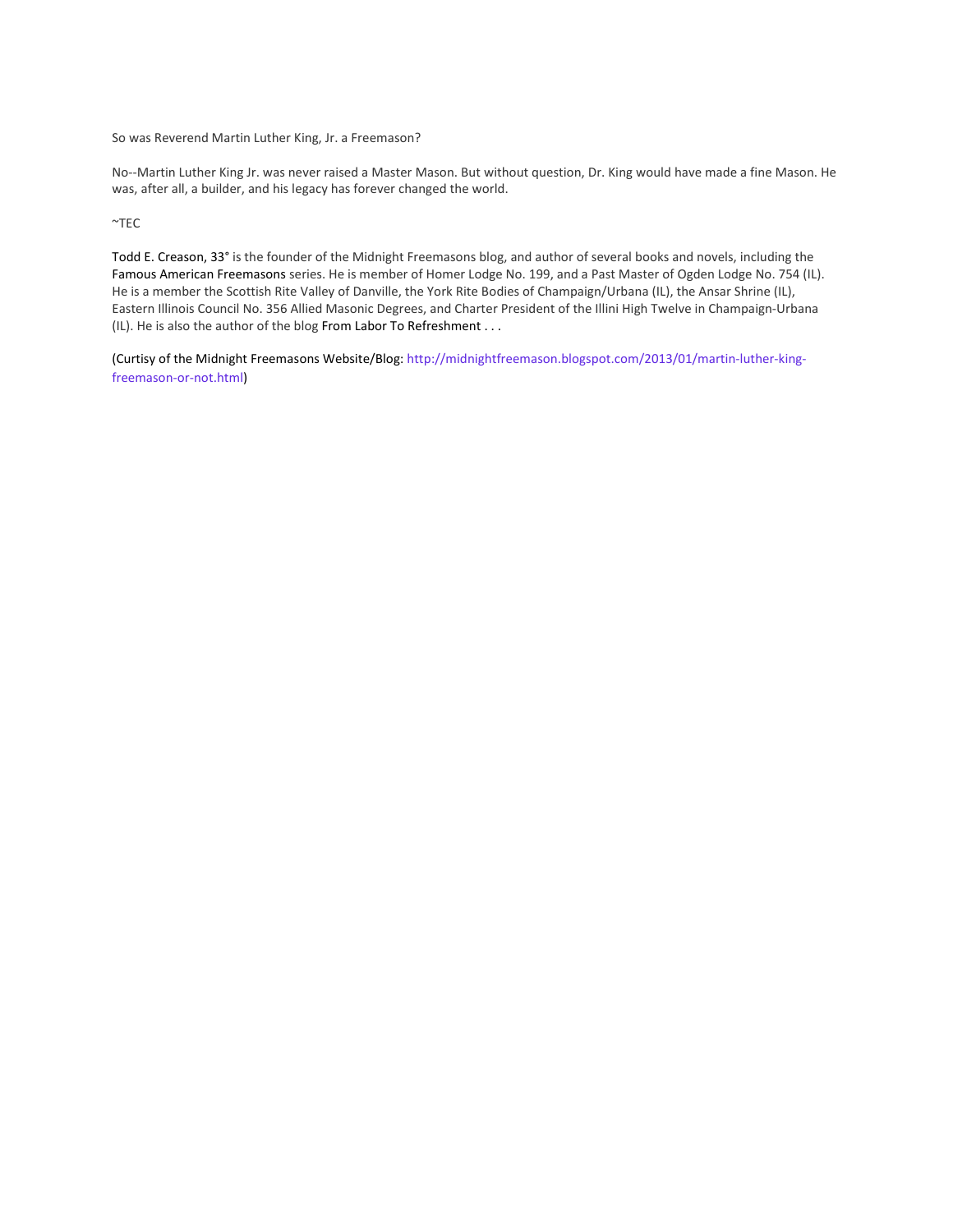So was Reverend Martin Luther King, Jr. a Freemason?

No--Martin Luther King Jr. was never raised a Master Mason. But without question, Dr. King would have made a fine Mason. He was, after all, a builder, and his legacy has forever changed the world.

~TEC

Todd E. Creason, 33° is the founder of the Midnight Freemasons blog, and author of several books and novels, including the Famous American Freemasons series. He is member of Homer Lodge No. 199, and a Past Master of Ogden Lodge No. 754 (IL). He is a member the Scottish Rite Valley of Danville, the York Rite Bodies of Champaign/Urbana (IL), the Ansar Shrine (IL), Eastern Illinois Council No. 356 Allied Masonic Degrees, and Charter President of the Illini High Twelve in Champaign-Urbana (IL). He is also the author of the blog From Labor To Refreshment . . .

(Curtisy of the Midnight Freemasons Website/Blog: http://midnightfreemason.blogspot.com/2013/01/martin-luther-king-freemason-or-not.html)